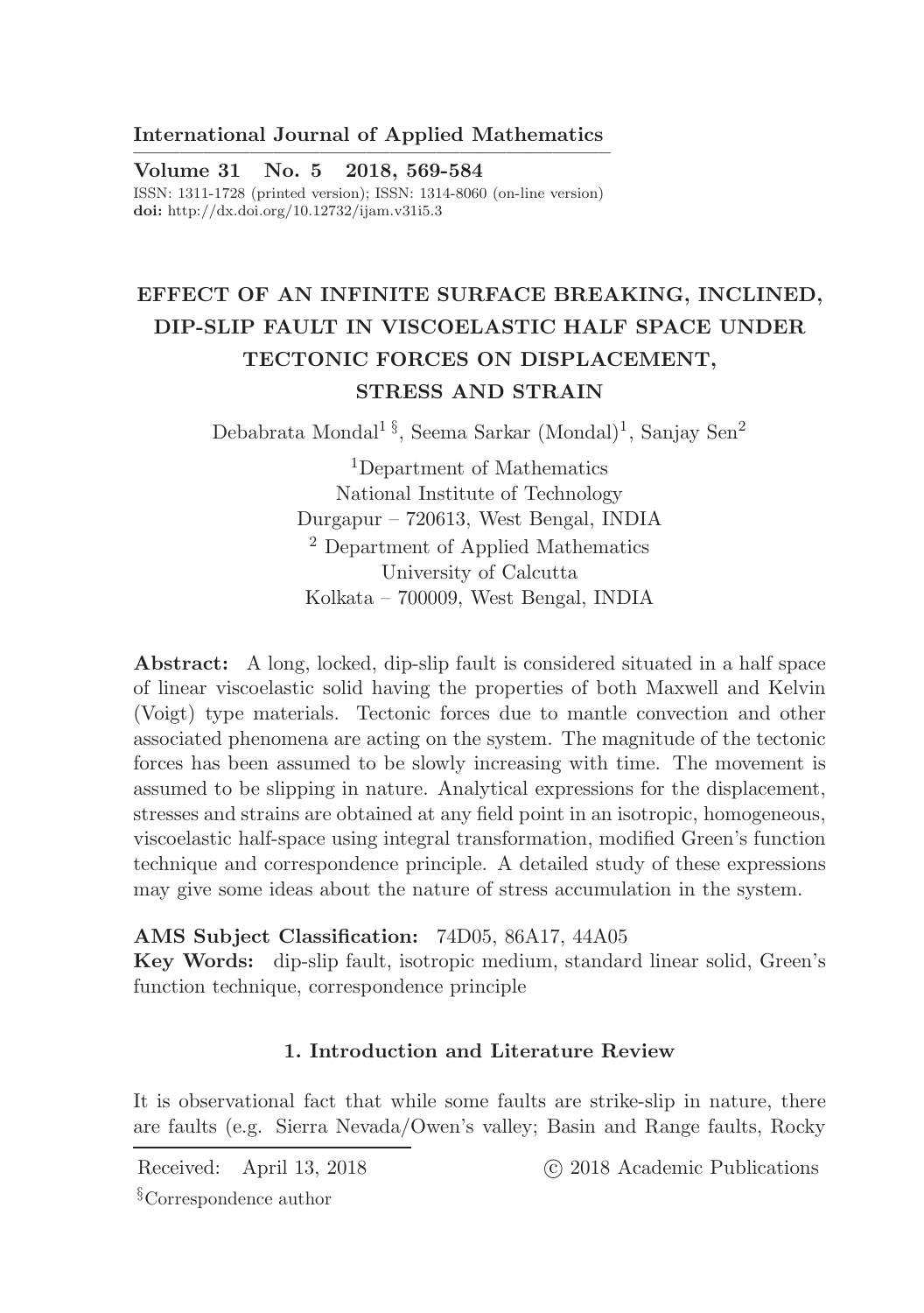International Journal of Applied Mathematics

Volume 31 No. 5 2018, 569-584

ISSN: 1311-1728 (printed version); ISSN: 1314-8060 (on-line version)
doi: http://dx.doi.org/10.12732/ijam.v31i5.3

# EFFECT OF AN INFINITE SURFACE BREAKING, INCLINED, DIP-SLIP FAULT IN VISCOELASTIC HALF SPACE UNDER TECTONIC FORCES ON DISPLACEMENT, STRESS AND STRAIN

Debabrata Mondal[1 §], Seema Sarkar (Mondal)[1], Sanjay Sen[2]

[1]Department of Mathematics
National Institute of Technology
Durgapur – 720613, West Bengal, INDIA

[2] Department of Applied Mathematics
University of Calcutta
Kolkata – 700009, West Bengal, INDIA

**Abstract:** A long, locked, dip-slip fault is considered situated in a half space of linear viscoelastic solid having the properties of both Maxwell and Kelvin (Voigt) type materials. Tectonic forces due to mantle convection and other associated phenomena are acting on the system. The magnitude of the tectonic forces has been assumed to be slowly increasing with time. The movement is assumed to be slipping in nature. Analytical expressions for the displacement, stresses and strains are obtained at any field point in an isotropic, homogeneous, viscoelastic half-space using integral transformation, modified Green's function technique and correspondence principle. A detailed study of these expressions may give some ideas about the nature of stress accumulation in the system.

**AMS Subject Classification:** 74D05, 86A17, 44A05

**Key Words:** dip-slip fault, isotropic medium, standard linear solid, Green's function technique, correspondence principle

## 1. Introduction and Literature Review

It is observational fact that while some faults are strike-slip in nature, there are faults (e.g. Sierra Nevada/Owen's valley; Basin and Range faults, Rocky

Received: April 13, 2018 © 2018 Academic Publications

§Correspondence author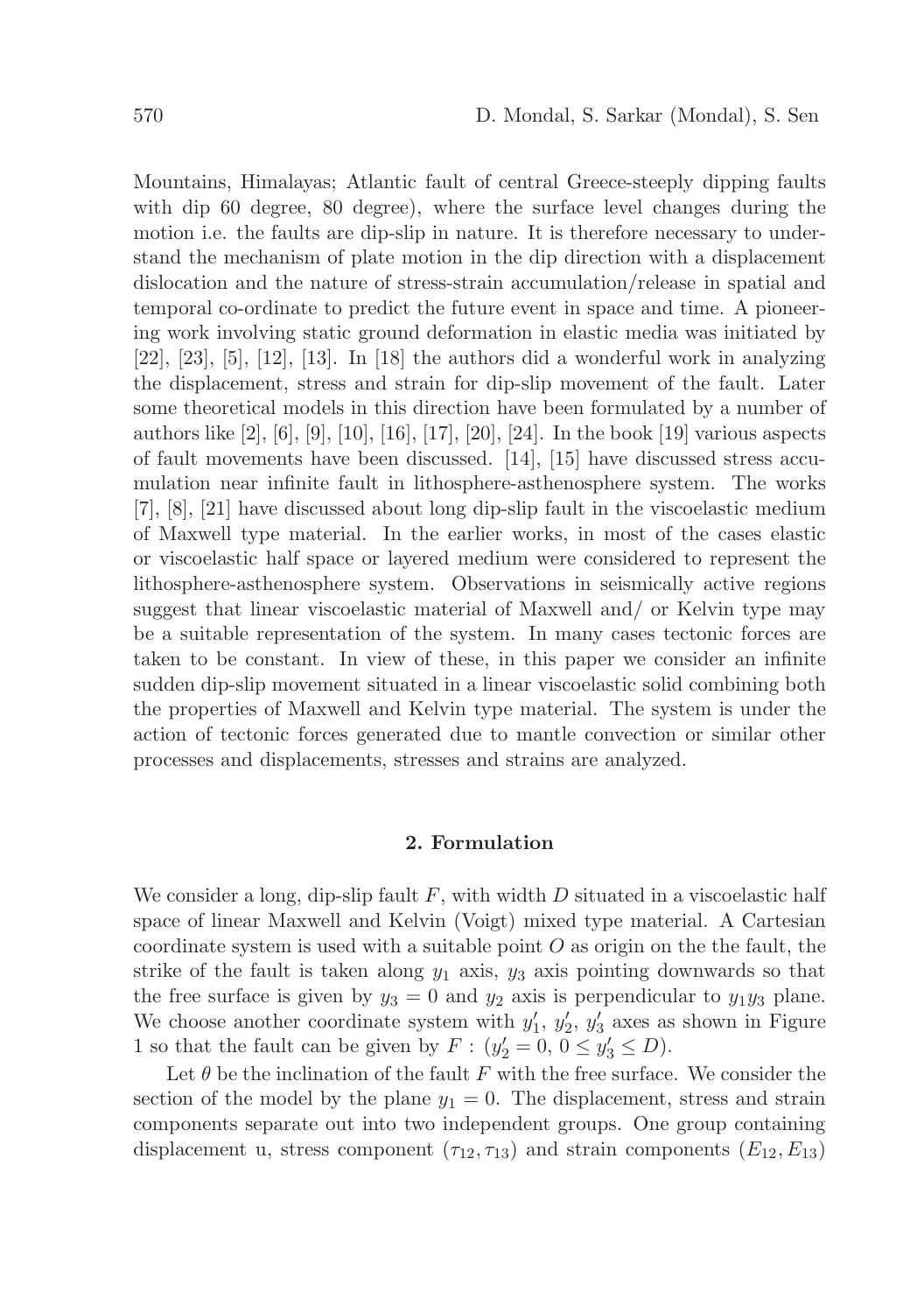Mountains, Himalayas; Atlantic fault of central Greece-steeply dipping faults with dip 60 degree, 80 degree), where the surface level changes during the motion i.e. the faults are dip-slip in nature. It is therefore necessary to understand the mechanism of plate motion in the dip direction with a displacement dislocation and the nature of stress-strain accumulation/release in spatial and temporal co-ordinate to predict the future event in space and time. A pioneering work involving static ground deformation in elastic media was initiated by [22], [23], [5], [12], [13]. In [18] the authors did a wonderful work in analyzing the displacement, stress and strain for dip-slip movement of the fault. Later some theoretical models in this direction have been formulated by a number of authors like [2], [6], [9], [10], [16], [17], [20], [24]. In the book [19] various aspects of fault movements have been discussed. [14], [15] have discussed stress accumulation near infinite fault in lithosphere-asthenosphere system. The works [7], [8], [21] have discussed about long dip-slip fault in the viscoelastic medium of Maxwell type material. In the earlier works, in most of the cases elastic or viscoelastic half space or layered medium were considered to represent the lithosphere-asthenosphere system. Observations in seismically active regions suggest that linear viscoelastic material of Maxwell and/ or Kelvin type may be a suitable representation of the system. In many cases tectonic forces are taken to be constant. In view of these, in this paper we consider an infinite sudden dip-slip movement situated in a linear viscoelastic solid combining both the properties of Maxwell and Kelvin type material. The system is under the action of tectonic forces generated due to mantle convection or similar other processes and displacements, stresses and strains are analyzed.

## 2. Formulation

We consider a long, dip-slip fault $F$, with width $D$ situated in a viscoelastic half space of linear Maxwell and Kelvin (Voigt) mixed type material. A Cartesian coordinate system is used with a suitable point $O$ as origin on the the fault, the strike of the fault is taken along $y_1$ axis, $y_3$ axis pointing downwards so that the free surface is given by $y_3 = 0$ and $y_2$ axis is perpendicular to $y_1 y_3$ plane. We choose another coordinate system with $y_1'$, $y_2'$, $y_3'$ axes as shown in Figure 1 so that the fault can be given by $F : (y_2' = 0,\, 0 \leq y_3' \leq D)$.

Let $\theta$ be the inclination of the fault $F$ with the free surface. We consider the section of the model by the plane $y_1 = 0$. The displacement, stress and strain components separate out into two independent groups. One group containing displacement u, stress component $(\tau_{12}, \tau_{13})$ and strain components $(E_{12}, E_{13})$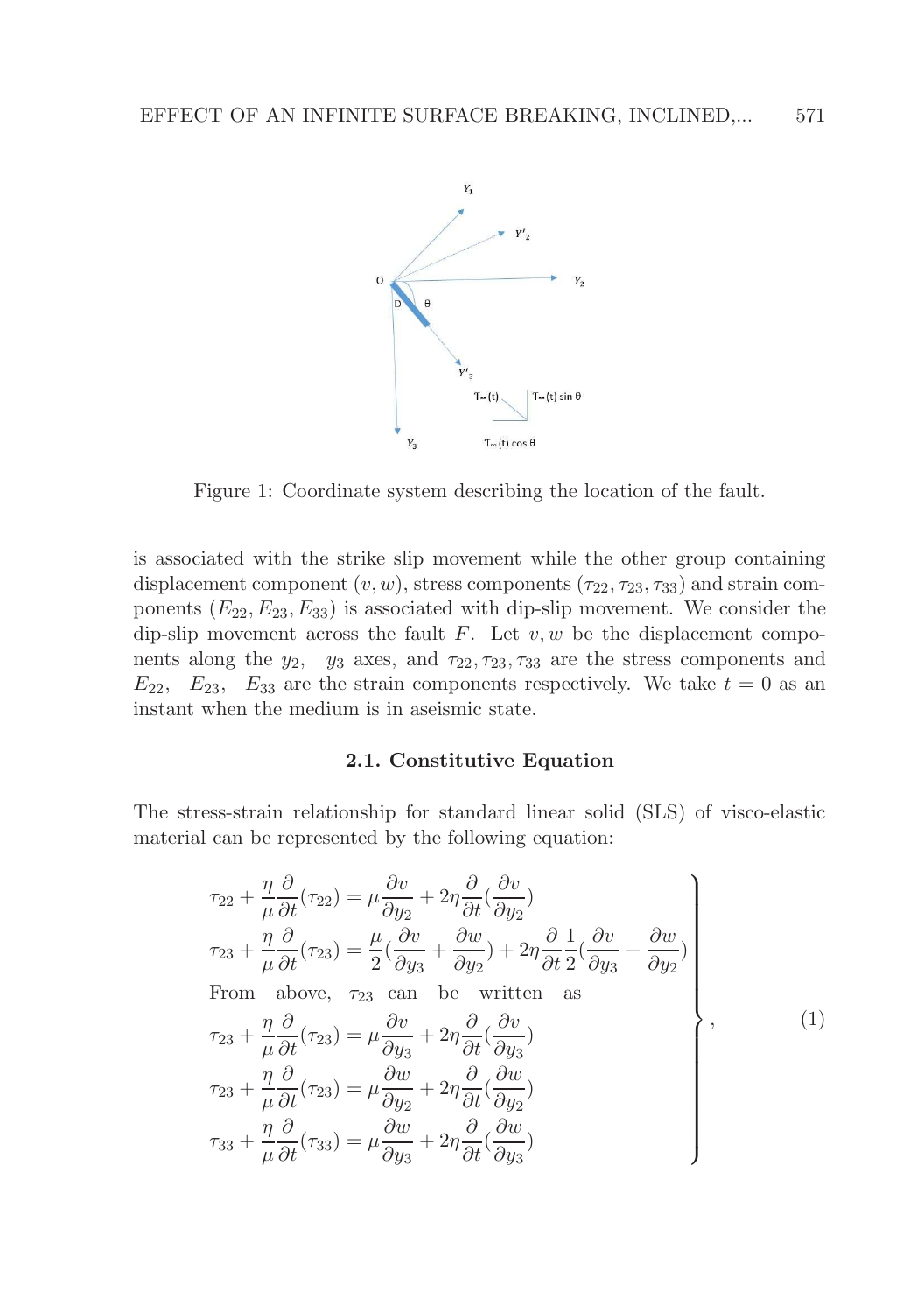Figure 1: Coordinate system describing the location of the fault.

is associated with the strike slip movement while the other group containing displacement component $(v, w)$, stress components $(\tau_{22}, \tau_{23}, \tau_{33})$ and strain components $(E_{22}, E_{23}, E_{33})$ is associated with dip-slip movement. We consider the dip-slip movement across the fault $F$. Let $v, w$ be the displacement components along the $y_2$, $y_3$ axes, and $\tau_{22}, \tau_{23}, \tau_{33}$ are the stress components and $E_{22}$, $E_{23}$, $E_{33}$ are the strain components respectively. We take $t = 0$ as an instant when the medium is in aseismic state.

### 2.1. Constitutive Equation

The stress-strain relationship for standard linear solid (SLS) of visco-elastic material can be represented by the following equation:

$$
\left.
\begin{array}{l}
\tau_{22} + \dfrac{\eta}{\mu}\dfrac{\partial}{\partial t}(\tau_{22}) = \mu\dfrac{\partial v}{\partial y_2} + 2\eta\dfrac{\partial}{\partial t}(\dfrac{\partial v}{\partial y_2}) \\
\tau_{23} + \dfrac{\eta}{\mu}\dfrac{\partial}{\partial t}(\tau_{23}) = \dfrac{\mu}{2}(\dfrac{\partial v}{\partial y_3} + \dfrac{\partial w}{\partial y_2}) + 2\eta\dfrac{\partial}{\partial t}\dfrac{1}{2}(\dfrac{\partial v}{\partial y_3} + \dfrac{\partial w}{\partial y_2}) \\
\text{From above, } \tau_{23} \text{ can be written as} \\
\tau_{23} + \dfrac{\eta}{\mu}\dfrac{\partial}{\partial t}(\tau_{23}) = \mu\dfrac{\partial v}{\partial y_3} + 2\eta\dfrac{\partial}{\partial t}(\dfrac{\partial v}{\partial y_3}) \\
\tau_{23} + \dfrac{\eta}{\mu}\dfrac{\partial}{\partial t}(\tau_{23}) = \mu\dfrac{\partial w}{\partial y_2} + 2\eta\dfrac{\partial}{\partial t}(\dfrac{\partial w}{\partial y_2}) \\
\tau_{33} + \dfrac{\eta}{\mu}\dfrac{\partial}{\partial t}(\tau_{33}) = \mu\dfrac{\partial w}{\partial y_3} + 2\eta\dfrac{\partial}{\partial t}(\dfrac{\partial w}{\partial y_3})
\end{array}
\right\}, \tag{1}
$$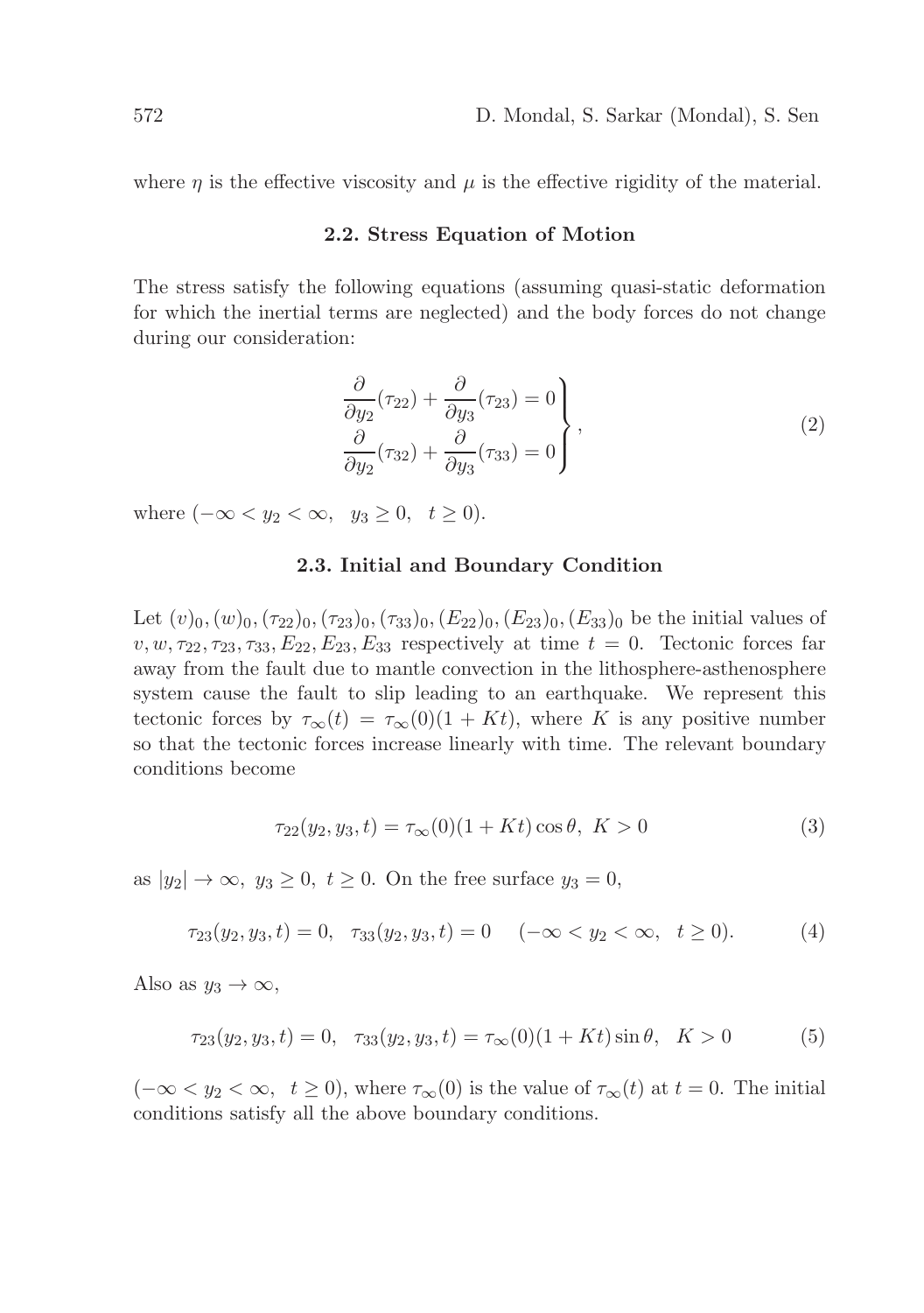where $\eta$ is the effective viscosity and $\mu$ is the effective rigidity of the material.

### 2.2. Stress Equation of Motion

The stress satisfy the following equations (assuming quasi-static deformation for which the inertial terms are neglected) and the body forces do not change during our consideration:

$$
\left.\begin{aligned}
\frac{\partial}{\partial y_2}(\tau_{22}) + \frac{\partial}{\partial y_3}(\tau_{23}) = 0 \\
\frac{\partial}{\partial y_2}(\tau_{32}) + \frac{\partial}{\partial y_3}(\tau_{33}) = 0
\end{aligned}\right\}, \tag{2}
$$

where $(-\infty < y_2 < \infty, \quad y_3 \geq 0, \quad t \geq 0)$.

### 2.3. Initial and Boundary Condition

Let $(v)_0, (w)_0, (\tau_{22})_0, (\tau_{23})_0, (\tau_{33})_0, (E_{22})_0, (E_{23})_0, (E_{33})_0$ be the initial values of $v, w, \tau_{22}, \tau_{23}, \tau_{33}, E_{22}, E_{23}, E_{33}$ respectively at time $t = 0$. Tectonic forces far away from the fault due to mantle convection in the lithosphere-asthenosphere system cause the fault to slip leading to an earthquake. We represent this tectonic forces by $\tau_\infty(t) = \tau_\infty(0)(1 + Kt)$, where $K$ is any positive number so that the tectonic forces increase linearly with time. The relevant boundary conditions become

$$
\tau_{22}(y_2, y_3, t) = \tau_\infty(0)(1 + Kt)\cos\theta, \; K > 0 \tag{3}
$$

as $|y_2| \to \infty, \; y_3 \geq 0, \; t \geq 0$. On the free surface $y_3 = 0$,

$$
\tau_{23}(y_2, y_3, t) = 0, \quad \tau_{33}(y_2, y_3, t) = 0 \quad (-\infty < y_2 < \infty, \quad t \geq 0). \tag{4}
$$

Also as $y_3 \to \infty$,

$$
\tau_{23}(y_2, y_3, t) = 0, \quad \tau_{33}(y_2, y_3, t) = \tau_\infty(0)(1 + Kt)\sin\theta, \quad K > 0 \tag{5}
$$

$(-\infty < y_2 < \infty, \quad t \geq 0)$, where $\tau_\infty(0)$ is the value of $\tau_\infty(t)$ at $t = 0$. The initial conditions satisfy all the above boundary conditions.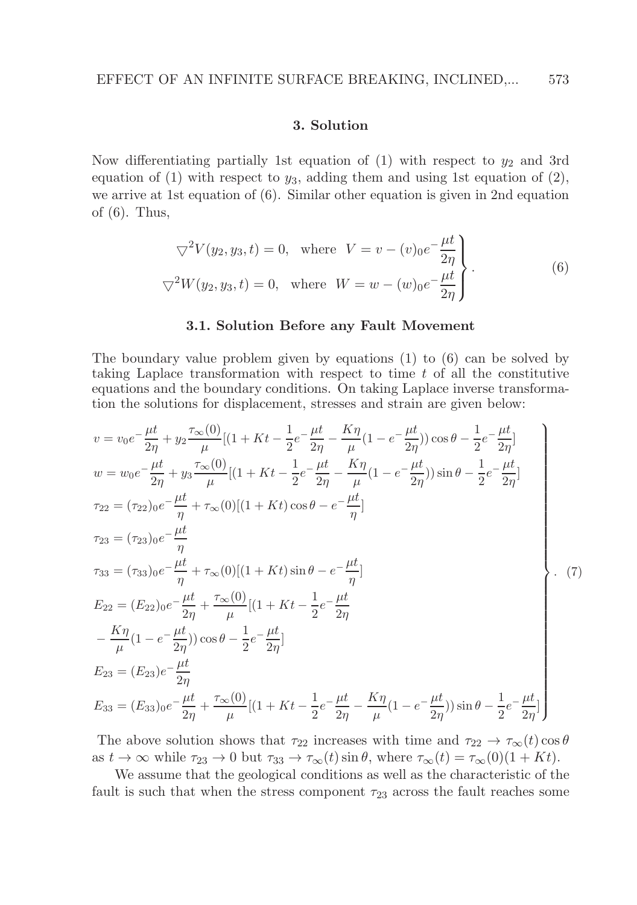### 3. Solution

Now differentiating partially 1st equation of (1) with respect to $y_2$ and 3rd equation of (1) with respect to $y_3$, adding them and using 1st equation of (2), we arrive at 1st equation of (6). Similar other equation is given in 2nd equation of (6). Thus,

$$\left.\begin{aligned} \bigtriangledown^2 V(y_2, y_3, t) = 0, \quad \text{where} \;\; V = v - (v)_0 e^{-\dfrac{\mu t}{2\eta}} \\ \bigtriangledown^2 W(y_2, y_3, t) = 0, \quad \text{where} \;\; W = w - (w)_0 e^{-\dfrac{\mu t}{2\eta}} \end{aligned}\right\}. \tag{6}$$

#### 3.1. Solution Before any Fault Movement

The boundary value problem given by equations (1) to (6) can be solved by taking Laplace transformation with respect to time $t$ of all the constitutive equations and the boundary conditions. On taking Laplace inverse transformation the solutions for displacement, stresses and strain are given below:

$$\left.\begin{aligned}
&v = v_0 e^{-\dfrac{\mu t}{2\eta}} + y_2 \frac{\tau_\infty(0)}{\mu}[(1 + Kt - \frac{1}{2}e^{-\dfrac{\mu t}{2\eta}} - \frac{K\eta}{\mu}(1 - e^{-\dfrac{\mu t}{2\eta}}))\cos\theta - \frac{1}{2}e^{-\dfrac{\mu t}{2\eta}}] \\
&w = w_0 e^{-\dfrac{\mu t}{2\eta}} + y_3 \frac{\tau_\infty(0)}{\mu}[(1 + Kt - \frac{1}{2}e^{-\dfrac{\mu t}{2\eta}} - \frac{K\eta}{\mu}(1 - e^{-\dfrac{\mu t}{2\eta}}))\sin\theta - \frac{1}{2}e^{-\dfrac{\mu t}{2\eta}}] \\
&\tau_{22} = (\tau_{22})_0 e^{-\dfrac{\mu t}{\eta}} + \tau_\infty(0)[(1 + Kt)\cos\theta - e^{-\dfrac{\mu t}{\eta}}] \\
&\tau_{23} = (\tau_{23})_0 e^{-\dfrac{\mu t}{\eta}} \\
&\tau_{33} = (\tau_{33})_0 e^{-\dfrac{\mu t}{\eta}} + \tau_\infty(0)[(1 + Kt)\sin\theta - e^{-\dfrac{\mu t}{\eta}}] \\
&E_{22} = (E_{22})_0 e^{-\dfrac{\mu t}{2\eta}} + \frac{\tau_\infty(0)}{\mu}[(1 + Kt - \frac{1}{2}e^{-\dfrac{\mu t}{2\eta}} \\
&\quad - \frac{K\eta}{\mu}(1 - e^{-\dfrac{\mu t}{2\eta}}))\cos\theta - \frac{1}{2}e^{-\dfrac{\mu t}{2\eta}}] \\
&E_{23} = (E_{23})e^{-\dfrac{\mu t}{2\eta}} \\
&E_{33} = (E_{33})_0 e^{-\dfrac{\mu t}{2\eta}} + \frac{\tau_\infty(0)}{\mu}[(1 + Kt - \frac{1}{2}e^{-\dfrac{\mu t}{2\eta}} - \frac{K\eta}{\mu}(1 - e^{-\dfrac{\mu t}{2\eta}}))\sin\theta - \frac{1}{2}e^{-\dfrac{\mu t}{2\eta}}]
\end{aligned}\right\}. \tag{7}$$

The above solution shows that $\tau_{22}$ increases with time and $\tau_{22} \to \tau_\infty(t)\cos\theta$ as $t \to \infty$ while $\tau_{23} \to 0$ but $\tau_{33} \to \tau_\infty(t)\sin\theta$, where $\tau_\infty(t) = \tau_\infty(0)(1 + Kt)$.

We assume that the geological conditions as well as the characteristic of the fault is such that when the stress component $\tau_{23}$ across the fault reaches some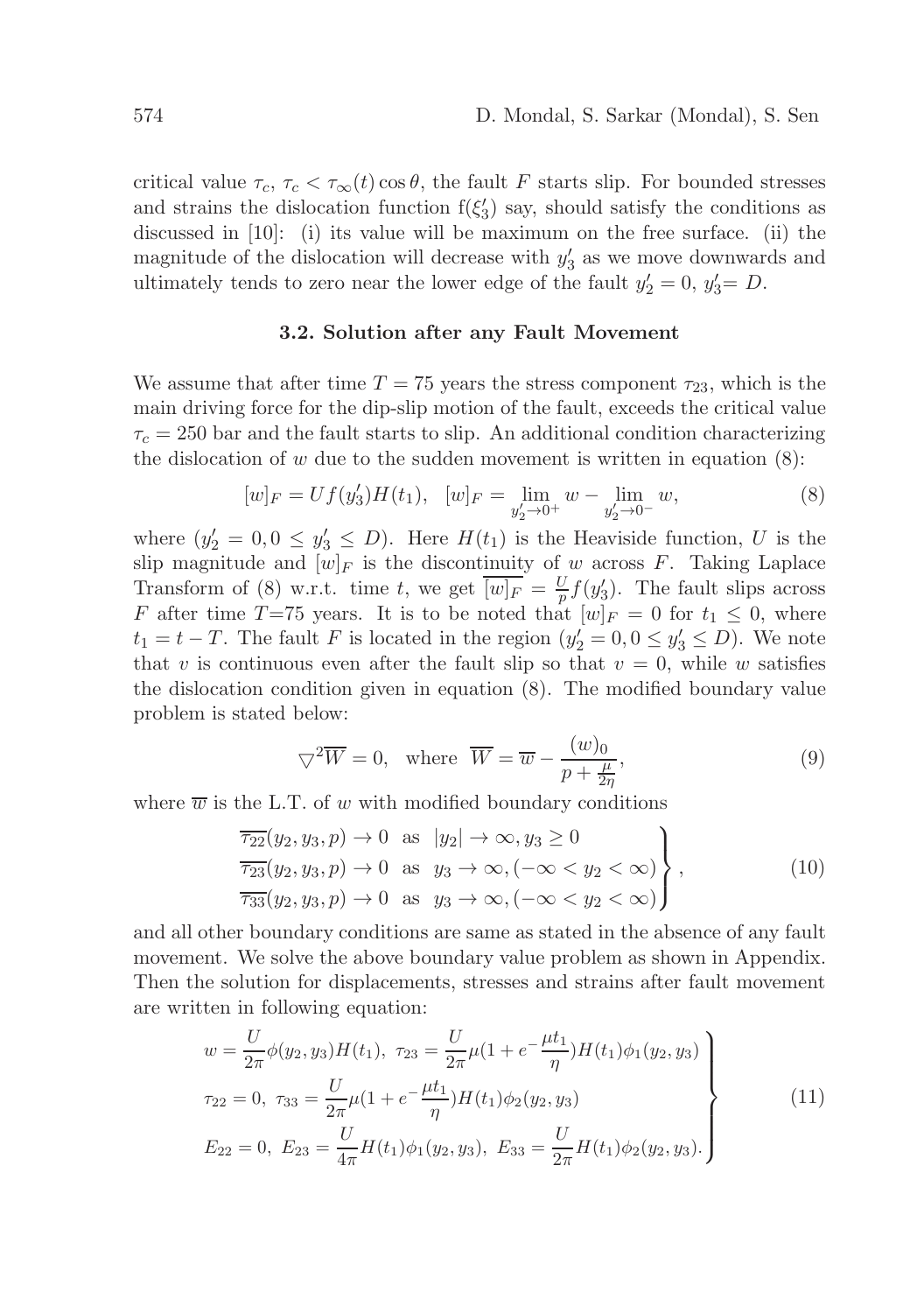critical value $\tau_c$, $\tau_c < \tau_\infty(t)\cos\theta$, the fault $F$ starts slip. For bounded stresses and strains the dislocation function $f(\xi_3')$ say, should satisfy the conditions as discussed in [10]: (i) its value will be maximum on the free surface. (ii) the magnitude of the dislocation will decrease with $y_3'$ as we move downwards and ultimately tends to zero near the lower edge of the fault $y_2' = 0$, $y_3' = D$.

### 3.2. Solution after any Fault Movement

We assume that after time $T = 75$ years the stress component $\tau_{23}$, which is the main driving force for the dip-slip motion of the fault, exceeds the critical value $\tau_c = 250$ bar and the fault starts to slip. An additional condition characterizing the dislocation of $w$ due to the sudden movement is written in equation (8):

$$[w]_F = Uf(y_3')H(t_1), \quad [w]_F = \lim_{y_2' \to 0^+} w - \lim_{y_2' \to 0^-} w, \tag{8}$$

where ($y_2' = 0, 0 \le y_3' \le D$). Here $H(t_1)$ is the Heaviside function, $U$ is the slip magnitude and $[w]_F$ is the discontinuity of $w$ across $F$. Taking Laplace Transform of (8) w.r.t. time $t$, we get $\overline{[w]_F} = \frac{U}{p} f(y_3')$. The fault slips across $F$ after time $T$=75 years. It is to be noted that $[w]_F = 0$ for $t_1 \le 0$, where $t_1 = t - T$. The fault $F$ is located in the region ($y_2' = 0, 0 \le y_3' \le D$). We note that $v$ is continuous even after the fault slip so that $v = 0$, while $w$ satisfies the dislocation condition given in equation (8). The modified boundary value problem is stated below:

$$\bigtriangledown^2 \overline{W} = 0, \quad \text{where } \overline{W} = \overline{w} - \frac{(w)_0}{p + \frac{\mu}{2\eta}}, \tag{9}$$

where $\overline{w}$ is the L.T. of $w$ with modified boundary conditions

$$\left.\begin{array}{l} \overline{\tau_{22}}(y_2, y_3, p) \to 0 \text{ as } |y_2| \to \infty, y_3 \ge 0 \\ \overline{\tau_{23}}(y_2, y_3, p) \to 0 \text{ as } y_3 \to \infty, (-\infty < y_2 < \infty) \\ \overline{\tau_{33}}(y_2, y_3, p) \to 0 \text{ as } y_3 \to \infty, (-\infty < y_2 < \infty) \end{array}\right\}, \tag{10}$$

and all other boundary conditions are same as stated in the absence of any fault movement. We solve the above boundary value problem as shown in Appendix. Then the solution for displacements, stresses and strains after fault movement are written in following equation:

$$\left.\begin{array}{l} w = \dfrac{U}{2\pi}\phi(y_2, y_3)H(t_1), \ \tau_{23} = \dfrac{U}{2\pi}\mu(1 + e^{-\dfrac{\mu t_1}{\eta}})H(t_1)\phi_1(y_2, y_3) \\ \tau_{22} = 0, \ \tau_{33} = \dfrac{U}{2\pi}\mu(1 + e^{-\dfrac{\mu t_1}{\eta}})H(t_1)\phi_2(y_2, y_3) \\ E_{22} = 0, \ E_{23} = \dfrac{U}{4\pi}H(t_1)\phi_1(y_2, y_3), \ E_{33} = \dfrac{U}{2\pi}H(t_1)\phi_2(y_2, y_3). \end{array}\right\} \tag{11}$$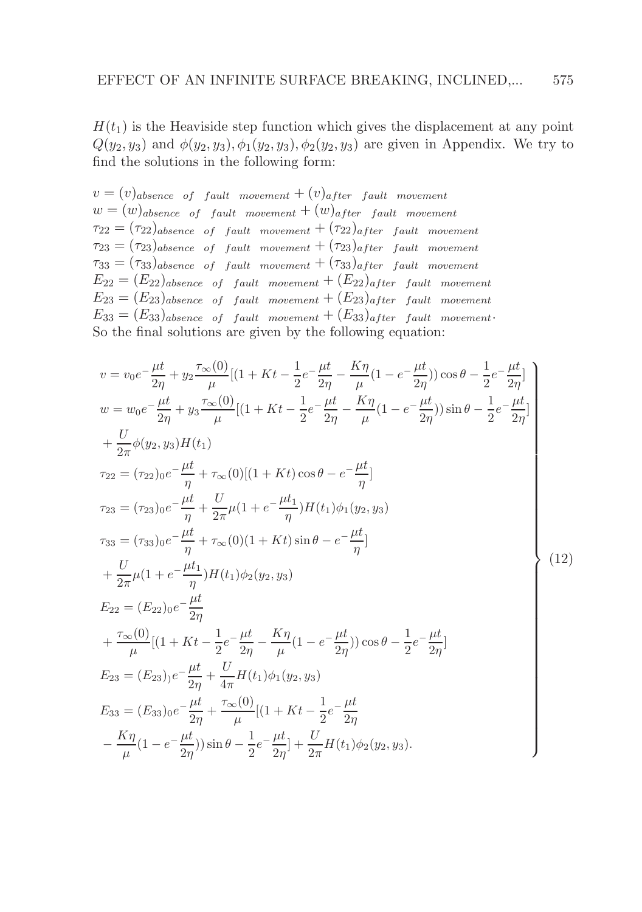$H(t_1)$ is the Heaviside step function which gives the displacement at any point $Q(y_2, y_3)$ and $\phi(y_2, y_3), \phi_1(y_2, y_3), \phi_2(y_2, y_3)$ are given in Appendix. We try to find the solutions in the following form:

$v = (v)_{absence\ \ of\ \ fault\ \ movement} + (v)_{after\ \ fault\ \ movement}$
$w = (w)_{absence\ \ of\ \ fault\ \ movement} + (w)_{after\ \ fault\ \ movement}$
$\tau_{22} = (\tau_{22})_{absence\ \ of\ \ fault\ \ movement} + (\tau_{22})_{after\ \ fault\ \ movement}$
$\tau_{23} = (\tau_{23})_{absence\ \ of\ \ fault\ \ movement} + (\tau_{23})_{after\ \ fault\ \ movement}$
$\tau_{33} = (\tau_{33})_{absence\ \ of\ \ fault\ \ movement} + (\tau_{33})_{after\ \ fault\ \ movement}$
$E_{22} = (E_{22})_{absence\ \ of\ \ fault\ \ movement} + (E_{22})_{after\ \ fault\ \ movement}$
$E_{23} = (E_{23})_{absence\ \ of\ \ fault\ \ movement} + (E_{23})_{after\ \ fault\ \ movement}$
$E_{33} = (E_{33})_{absence\ \ of\ \ fault\ \ movement} + (E_{33})_{after\ \ fault\ \ movement}.$

So the final solutions are given by the following equation:

$$
\left.
\begin{aligned}
& v = v_0 e^{-\dfrac{\mu t}{2\eta}} + y_2 \frac{\tau_\infty(0)}{\mu}[(1 + Kt - \frac{1}{2}e^{-\dfrac{\mu t}{2\eta}} - \frac{K\eta}{\mu}(1 - e^{-\dfrac{\mu t}{2\eta}}))\cos\theta - \frac{1}{2}e^{-\dfrac{\mu t}{2\eta}}] \\
& w = w_0 e^{-\dfrac{\mu t}{2\eta}} + y_3 \frac{\tau_\infty(0)}{\mu}[(1 + Kt - \frac{1}{2}e^{-\dfrac{\mu t}{2\eta}} - \frac{K\eta}{\mu}(1 - e^{-\dfrac{\mu t}{2\eta}}))\sin\theta - \frac{1}{2}e^{-\dfrac{\mu t}{2\eta}}] \\
& + \frac{U}{2\pi}\phi(y_2, y_3)H(t_1) \\
& \tau_{22} = (\tau_{22})_0 e^{-\dfrac{\mu t}{\eta}} + \tau_\infty(0)[(1 + Kt)\cos\theta - e^{-\dfrac{\mu t}{\eta}}] \\
& \tau_{23} = (\tau_{23})_0 e^{-\dfrac{\mu t}{\eta}} + \frac{U}{2\pi}\mu(1 + e^{-\dfrac{\mu t_1}{\eta}})H(t_1)\phi_1(y_2, y_3) \\
& \tau_{33} = (\tau_{33})_0 e^{-\dfrac{\mu t}{\eta}} + \tau_\infty(0)(1 + Kt)\sin\theta - e^{-\dfrac{\mu t}{\eta}}] \\
& + \frac{U}{2\pi}\mu(1 + e^{-\dfrac{\mu t_1}{\eta}})H(t_1)\phi_2(y_2, y_3) \\
& E_{22} = (E_{22})_0 e^{-\dfrac{\mu t}{2\eta}} \\
& + \frac{\tau_\infty(0)}{\mu}[(1 + Kt - \frac{1}{2}e^{-\dfrac{\mu t}{2\eta}} - \frac{K\eta}{\mu}(1 - e^{-\dfrac{\mu t}{2\eta}}))\cos\theta - \frac{1}{2}e^{-\dfrac{\mu t}{2\eta}}] \\
& E_{23} = (E_{23})_) e^{-\dfrac{\mu t}{2\eta}} + \frac{U}{4\pi}H(t_1)\phi_1(y_2, y_3) \\
& E_{33} = (E_{33})_0 e^{-\dfrac{\mu t}{2\eta}} + \frac{\tau_\infty(0)}{\mu}[(1 + Kt - \frac{1}{2}e^{-\dfrac{\mu t}{2\eta}} \\
& - \frac{K\eta}{\mu}(1 - e^{-\dfrac{\mu t}{2\eta}}))\sin\theta - \frac{1}{2}e^{-\dfrac{\mu t}{2\eta}}] + \frac{U}{2\pi}H(t_1)\phi_2(y_2, y_3).
\end{aligned}
\right\} \quad (12)
$$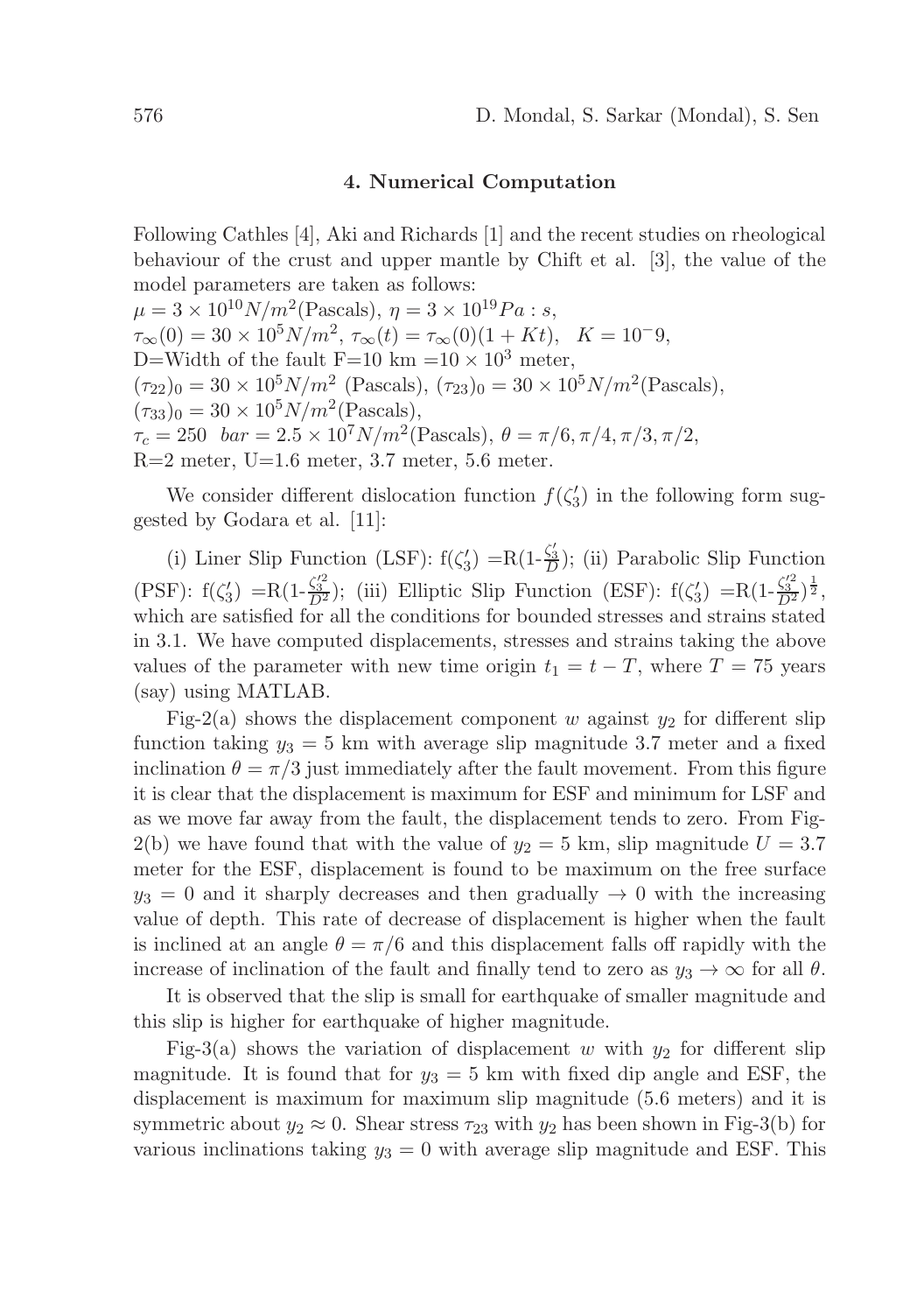## 4. Numerical Computation

Following Cathles [4], Aki and Richards [1] and the recent studies on rheological behaviour of the crust and upper mantle by Chift et al. [3], the value of the model parameters are taken as follows:

$\mu = 3 \times 10^{10} N/m^2$(Pascals), $\eta = 3 \times 10^{19} Pa : s$,
$\tau_\infty(0) = 30 \times 10^5 N/m^2$, $\tau_\infty(t) = \tau_\infty(0)(1 + Kt)$, $K = 10^-9$,
D=Width of the fault F=10 km =$10 \times 10^3$ meter,
$(\tau_{22})_0 = 30 \times 10^5 N/m^2$ (Pascals), $(\tau_{23})_0 = 30 \times 10^5 N/m^2$(Pascals),
$(\tau_{33})_0 = 30 \times 10^5 N/m^2$(Pascals),
$\tau_c = 250 \ \ bar = 2.5 \times 10^7 N/m^2$(Pascals), $\theta = \pi/6, \pi/4, \pi/3, \pi/2$,
R=2 meter, U=1.6 meter, 3.7 meter, 5.6 meter.

We consider different dislocation function $f(\zeta_3')$ in the following form suggested by Godara et al. [11]:

(i) Liner Slip Function (LSF): $f(\zeta_3')$ =R(1-$\frac{\zeta_3'}{D}$); (ii) Parabolic Slip Function (PSF): $f(\zeta_3')$ =R(1-$\frac{\zeta_3'^2}{D^2}$); (iii) Elliptic Slip Function (ESF): $f(\zeta_3')$ =R(1-$\frac{\zeta_3'^2}{D^2})^{\frac{1}{2}}$, which are satisfied for all the conditions for bounded stresses and strains stated in 3.1. We have computed displacements, stresses and strains taking the above values of the parameter with new time origin $t_1 = t - T$, where $T = 75$ years (say) using MATLAB.

Fig-2(a) shows the displacement component $w$ against $y_2$ for different slip function taking $y_3 = 5$ km with average slip magnitude 3.7 meter and a fixed inclination $\theta = \pi/3$ just immediately after the fault movement. From this figure it is clear that the displacement is maximum for ESF and minimum for LSF and as we move far away from the fault, the displacement tends to zero. From Fig-2(b) we have found that with the value of $y_2 = 5$ km, slip magnitude $U = 3.7$ meter for the ESF, displacement is found to be maximum on the free surface $y_3 = 0$ and it sharply decreases and then gradually $\rightarrow 0$ with the increasing value of depth. This rate of decrease of displacement is higher when the fault is inclined at an angle $\theta = \pi/6$ and this displacement falls off rapidly with the increase of inclination of the fault and finally tend to zero as $y_3 \rightarrow \infty$ for all $\theta$.

It is observed that the slip is small for earthquake of smaller magnitude and this slip is higher for earthquake of higher magnitude.

Fig-3(a) shows the variation of displacement $w$ with $y_2$ for different slip magnitude. It is found that for $y_3 = 5$ km with fixed dip angle and ESF, the displacement is maximum for maximum slip magnitude (5.6 meters) and it is symmetric about $y_2 \approx 0$. Shear stress $\tau_{23}$ with $y_2$ has been shown in Fig-3(b) for various inclinations taking $y_3 = 0$ with average slip magnitude and ESF. This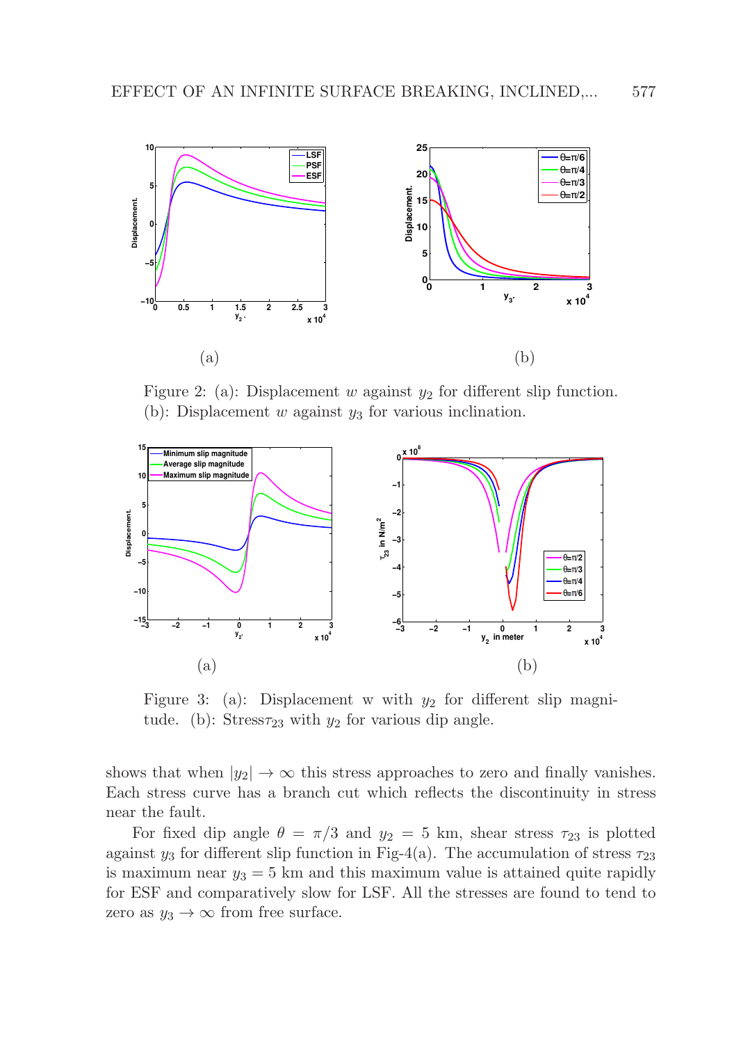Figure 2: (a): Displacement $w$ against $y_2$ for different slip function. (b): Displacement $w$ against $y_3$ for various inclination.

Figure 3: (a): Displacement w with $y_2$ for different slip magnitude. (b): Stress$\tau_{23}$ with $y_2$ for various dip angle.

shows that when $|y_2| \to \infty$ this stress approaches to zero and finally vanishes. Each stress curve has a branch cut which reflects the discontinuity in stress near the fault.

For fixed dip angle $\theta = \pi/3$ and $y_2 = 5$ km, shear stress $\tau_{23}$ is plotted against $y_3$ for different slip function in Fig-4(a). The accumulation of stress $\tau_{23}$ is maximum near $y_3 = 5$ km and this maximum value is attained quite rapidly for ESF and comparatively slow for LSF. All the stresses are found to tend to zero as $y_3 \to \infty$ from free surface.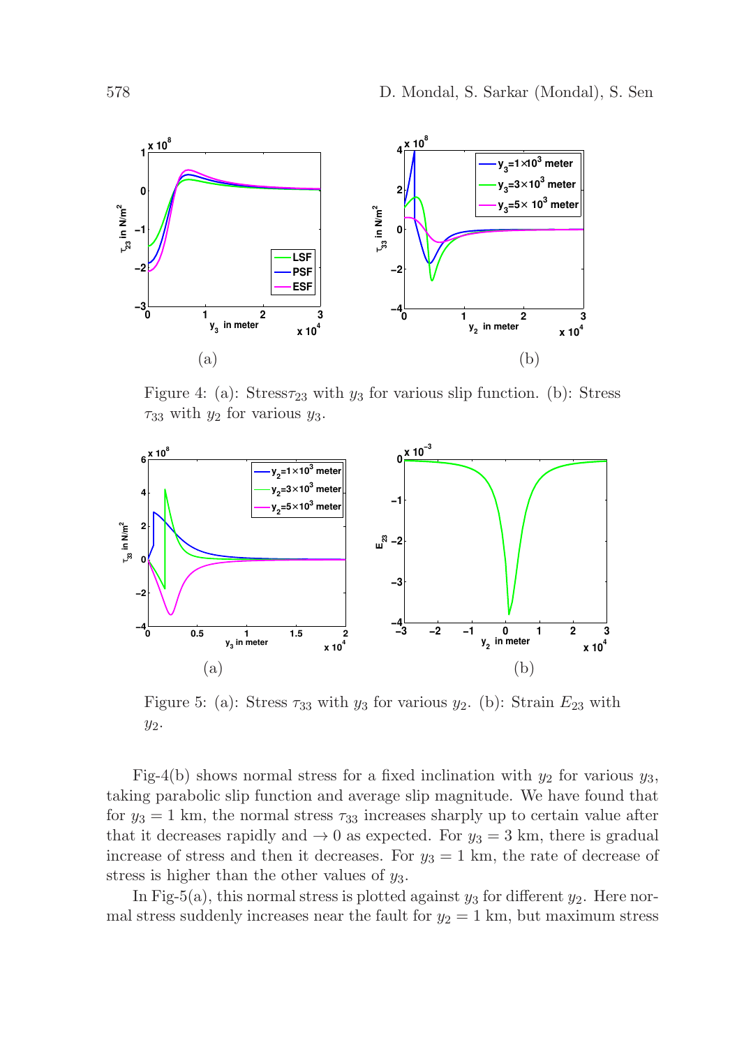Figure 4: (a): Stress$\tau_{23}$ with $y_3$ for various slip function. (b): Stress $\tau_{33}$ with $y_2$ for various $y_3$.

Figure 5: (a): Stress $\tau_{33}$ with $y_3$ for various $y_2$. (b): Strain $E_{23}$ with $y_2$.

Fig-4(b) shows normal stress for a fixed inclination with $y_2$ for various $y_3$, taking parabolic slip function and average slip magnitude. We have found that for $y_3 = 1$ km, the normal stress $\tau_{33}$ increases sharply up to certain value after that it decreases rapidly and $\to 0$ as expected. For $y_3 = 3$ km, there is gradual increase of stress and then it decreases. For $y_3 = 1$ km, the rate of decrease of stress is higher than the other values of $y_3$.

In Fig-5(a), this normal stress is plotted against $y_3$ for different $y_2$. Here normal stress suddenly increases near the fault for $y_2 = 1$ km, but maximum stress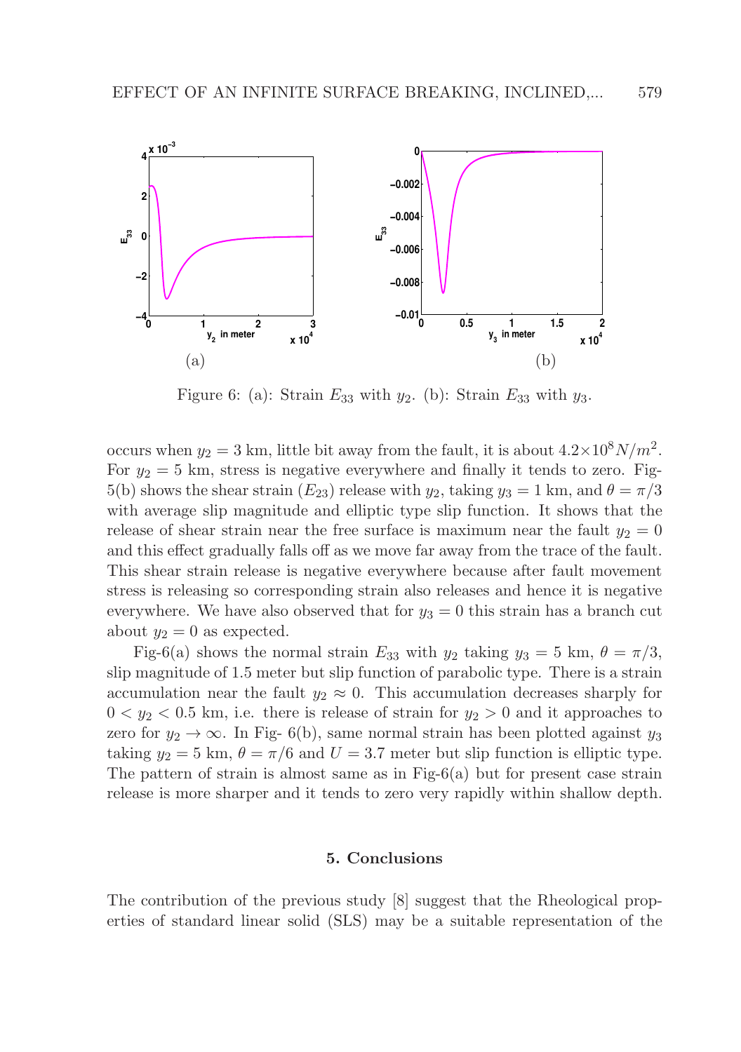Figure 6: (a): Strain $E_{33}$ with $y_2$. (b): Strain $E_{33}$ with $y_3$.

occurs when $y_2 = 3$ km, little bit away from the fault, it is about $4.2 \times 10^8 N/m^2$. For $y_2 = 5$ km, stress is negative everywhere and finally it tends to zero. Fig-5(b) shows the shear strain ($E_{23}$) release with $y_2$, taking $y_3 = 1$ km, and $\theta = \pi/3$ with average slip magnitude and elliptic type slip function. It shows that the release of shear strain near the free surface is maximum near the fault $y_2 = 0$ and this effect gradually falls off as we move far away from the trace of the fault. This shear strain release is negative everywhere because after fault movement stress is releasing so corresponding strain also releases and hence it is negative everywhere. We have also observed that for $y_3 = 0$ this strain has a branch cut about $y_2 = 0$ as expected.

Fig-6(a) shows the normal strain $E_{33}$ with $y_2$ taking $y_3 = 5$ km, $\theta = \pi/3$, slip magnitude of 1.5 meter but slip function of parabolic type. There is a strain accumulation near the fault $y_2 \approx 0$. This accumulation decreases sharply for $0 < y_2 < 0.5$ km, i.e. there is release of strain for $y_2 > 0$ and it approaches to zero for $y_2 \to \infty$. In Fig- 6(b), same normal strain has been plotted against $y_3$ taking $y_2 = 5$ km, $\theta = \pi/6$ and $U = 3.7$ meter but slip function is elliptic type. The pattern of strain is almost same as in Fig-6(a) but for present case strain release is more sharper and it tends to zero very rapidly within shallow depth.

## 5. Conclusions

The contribution of the previous study [8] suggest that the Rheological properties of standard linear solid (SLS) may be a suitable representation of the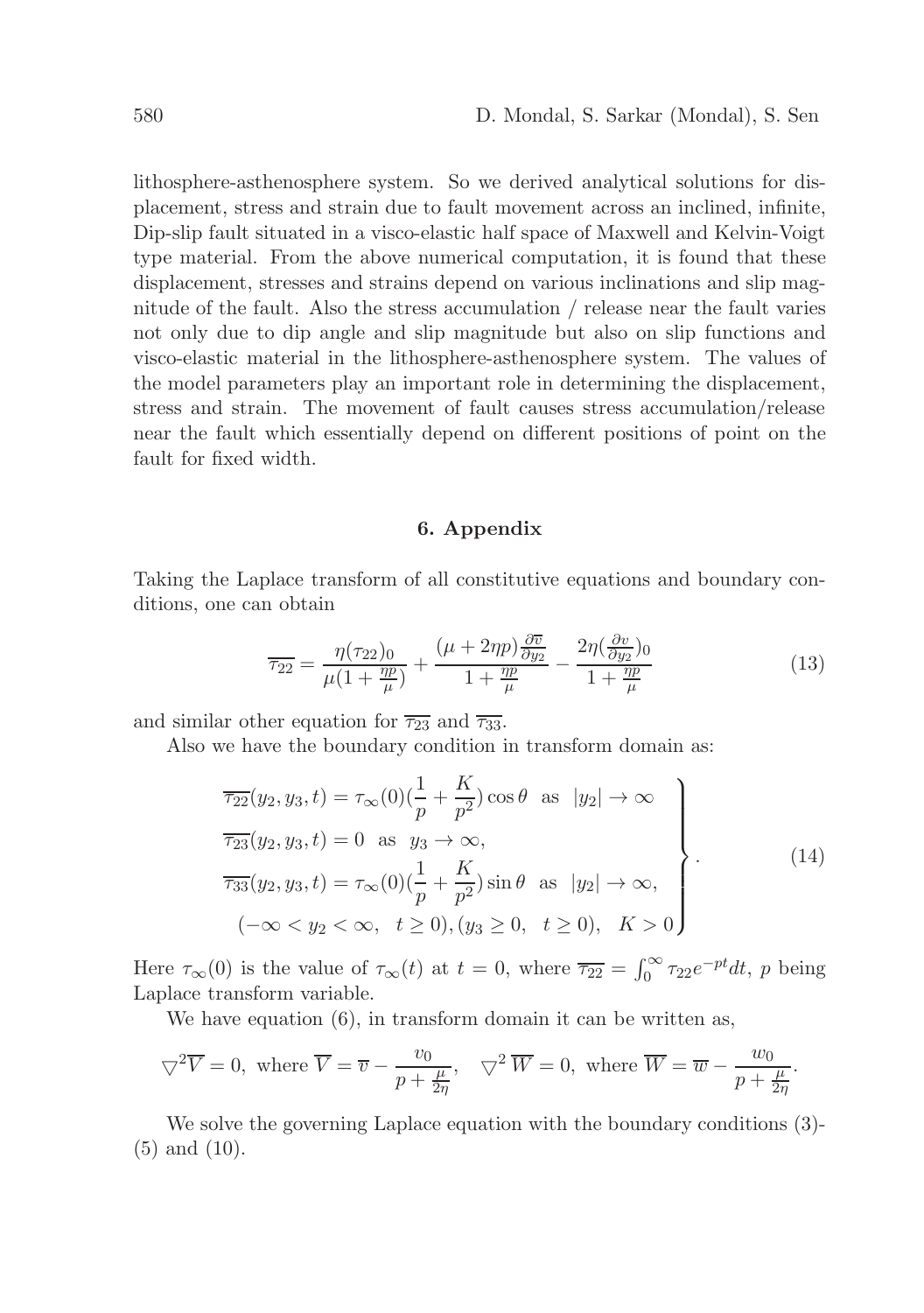lithosphere-asthenosphere system. So we derived analytical solutions for displacement, stress and strain due to fault movement across an inclined, infinite, Dip-slip fault situated in a visco-elastic half space of Maxwell and Kelvin-Voigt type material. From the above numerical computation, it is found that these displacement, stresses and strains depend on various inclinations and slip magnitude of the fault. Also the stress accumulation / release near the fault varies not only due to dip angle and slip magnitude but also on slip functions and visco-elastic material in the lithosphere-asthenosphere system. The values of the model parameters play an important role in determining the displacement, stress and strain. The movement of fault causes stress accumulation/release near the fault which essentially depend on different positions of point on the fault for fixed width.

## 6. Appendix

Taking the Laplace transform of all constitutive equations and boundary conditions, one can obtain

$$\overline{\tau_{22}} = \frac{\eta(\tau_{22})_0}{\mu(1+\frac{\eta p}{\mu})} + \frac{(\mu + 2\eta p)\frac{\partial \overline{v}}{\partial y_2}}{1+\frac{\eta p}{\mu}} - \frac{2\eta(\frac{\partial v}{\partial y_2})_0}{1+\frac{\eta p}{\mu}} \tag{13}$$

and similar other equation for $\overline{\tau_{23}}$ and $\overline{\tau_{33}}$.

Also we have the boundary condition in transform domain as:

$$\left.\begin{aligned}
&\overline{\tau_{22}}(y_2, y_3, t) = \tau_\infty(0)(\frac{1}{p} + \frac{K}{p^2})\cos\theta \ \text{ as } \ |y_2| \to \infty \\
&\overline{\tau_{23}}(y_2, y_3, t) = 0 \ \text{ as } \ y_3 \to \infty, \\
&\overline{\tau_{33}}(y_2, y_3, t) = \tau_\infty(0)(\frac{1}{p} + \frac{K}{p^2})\sin\theta \ \text{ as } \ |y_2| \to \infty, \\
&\quad(-\infty < y_2 < \infty, \ \ t \geq 0), (y_3 \geq 0, \ \ t \geq 0), \ \ K > 0
\end{aligned}\right\}. \tag{14}$$

Here $\tau_\infty(0)$ is the value of $\tau_\infty(t)$ at $t = 0$, where $\overline{\tau_{22}} = \int_0^\infty \tau_{22} e^{-pt} dt$, $p$ being Laplace transform variable.

We have equation (6), in transform domain it can be written as,

$$\bigtriangledown^2 \overline{V} = 0, \text{ where } \overline{V} = \overline{v} - \frac{v_0}{p + \frac{\mu}{2\eta}}, \quad \bigtriangledown^2 \overline{W} = 0, \text{ where } \overline{W} = \overline{w} - \frac{w_0}{p + \frac{\mu}{2\eta}}.$$

We solve the governing Laplace equation with the boundary conditions (3)-(5) and (10).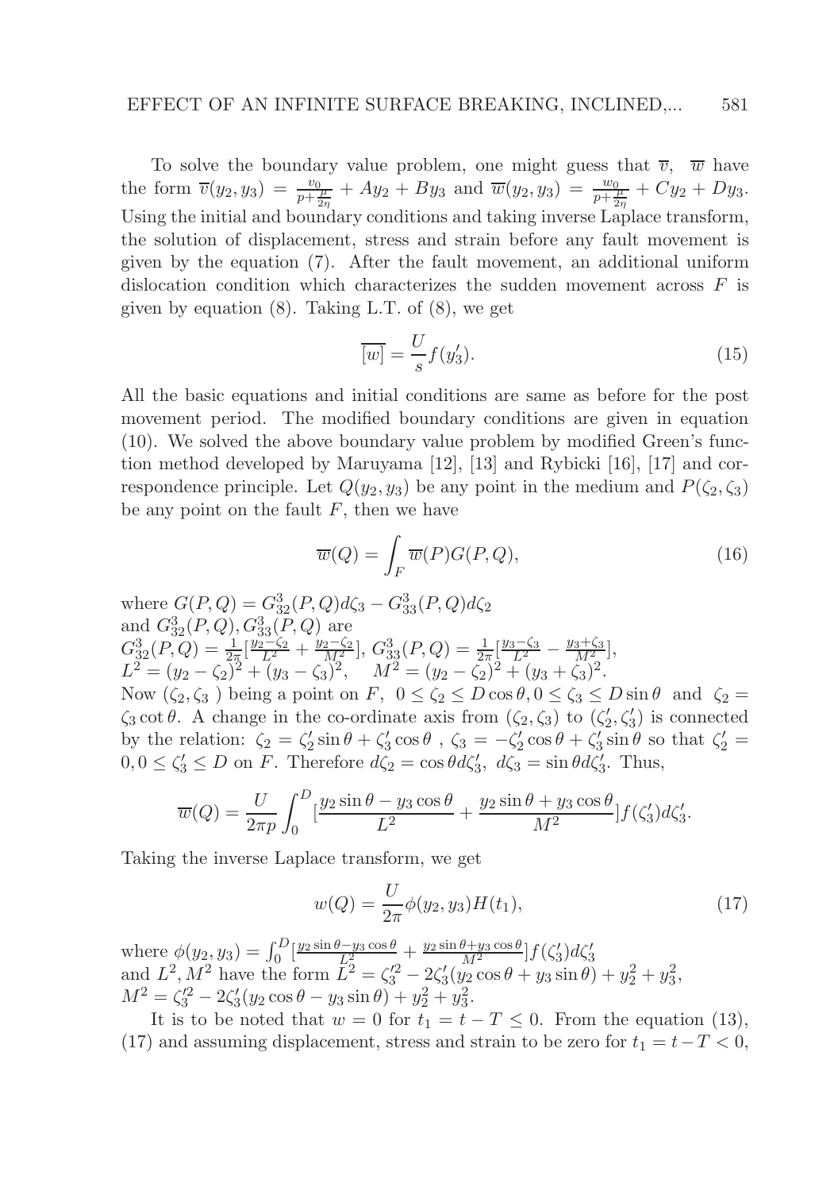To solve the boundary value problem, one might guess that $\overline{v}$, $\overline{w}$ have the form $\overline{v}(y_2, y_3) = \frac{v_0}{p+\frac{\mu}{2\eta}} + Ay_2 + By_3$ and $\overline{w}(y_2, y_3) = \frac{w_0}{p+\frac{\mu}{2\eta}} + Cy_2 + Dy_3$. Using the initial and boundary conditions and taking inverse Laplace transform, the solution of displacement, stress and strain before any fault movement is given by the equation (7). After the fault movement, an additional uniform dislocation condition which characterizes the sudden movement across $F$ is given by equation (8). Taking L.T. of (8), we get

$$\overline{[w]} = \frac{U}{s} f(y_3'). \tag{15}$$

All the basic equations and initial conditions are same as before for the post movement period. The modified boundary conditions are given in equation (10). We solved the above boundary value problem by modified Green's function method developed by Maruyama [12], [13] and Rybicki [16], [17] and correspondence principle. Let $Q(y_2, y_3)$ be any point in the medium and $P(\zeta_2, \zeta_3)$ be any point on the fault $F$, then we have

$$\overline{w}(Q) = \int_F \overline{w}(P) G(P, Q), \tag{16}$$

where $G(P, Q) = G_{32}^3(P, Q)d\zeta_3 - G_{33}^3(P, Q)d\zeta_2$
and $G_{32}^3(P, Q), G_{33}^3(P, Q)$ are
$G_{32}^3(P, Q) = \frac{1}{2\pi}[\frac{y_2-\zeta_2}{L^2} + \frac{y_2-\zeta_2}{M^2}]$, $G_{33}^3(P, Q) = \frac{1}{2\pi}[\frac{y_3-\zeta_3}{L^2} - \frac{y_3+\zeta_3}{M^2}]$,
$L^2 = (y_2 - \zeta_2)^2 + (y_3 - \zeta_3)^2$, $\quad M^2 = (y_2 - \zeta_2)^2 + (y_3 + \zeta_3)^2$.
Now $(\zeta_2, \zeta_3$ ) being a point on $F$, $0 \le \zeta_2 \le D\cos\theta, 0 \le \zeta_3 \le D\sin\theta$ and $\zeta_2 = \zeta_3 \cot\theta$. A change in the co-ordinate axis from $(\zeta_2, \zeta_3)$ to $(\zeta_2', \zeta_3')$ is connected by the relation: $\zeta_2 = \zeta_2' \sin\theta + \zeta_3' \cos\theta$ , $\zeta_3 = -\zeta_2' \cos\theta + \zeta_3' \sin\theta$ so that $\zeta_2' = 0, 0 \le \zeta_3' \le D$ on $F$. Therefore $d\zeta_2 = \cos\theta d\zeta_3'$, $d\zeta_3 = \sin\theta d\zeta_3'$. Thus,

$$\overline{w}(Q) = \frac{U}{2\pi p} \int_0^D [\frac{y_2 \sin\theta - y_3 \cos\theta}{L^2} + \frac{y_2 \sin\theta + y_3 \cos\theta}{M^2}] f(\zeta_3') d\zeta_3'.$$

Taking the inverse Laplace transform, we get

$$w(Q) = \frac{U}{2\pi} \phi(y_2, y_3) H(t_1), \tag{17}$$

where $\phi(y_2, y_3) = \int_0^D [\frac{y_2 \sin\theta - y_3 \cos\theta}{L^2} + \frac{y_2 \sin\theta + y_3 \cos\theta}{M^2}] f(\zeta_3') d\zeta_3'$
and $L^2, M^2$ have the form $L^2 = \zeta_3'^2 - 2\zeta_3'(y_2 \cos\theta + y_3 \sin\theta) + y_2^2 + y_3^2$,
$M^2 = \zeta_3'^2 - 2\zeta_3'(y_2 \cos\theta - y_3 \sin\theta) + y_2^2 + y_3^2$.

It is to be noted that $w = 0$ for $t_1 = t - T \le 0$. From the equation (13), (17) and assuming displacement, stress and strain to be zero for $t_1 = t - T < 0$,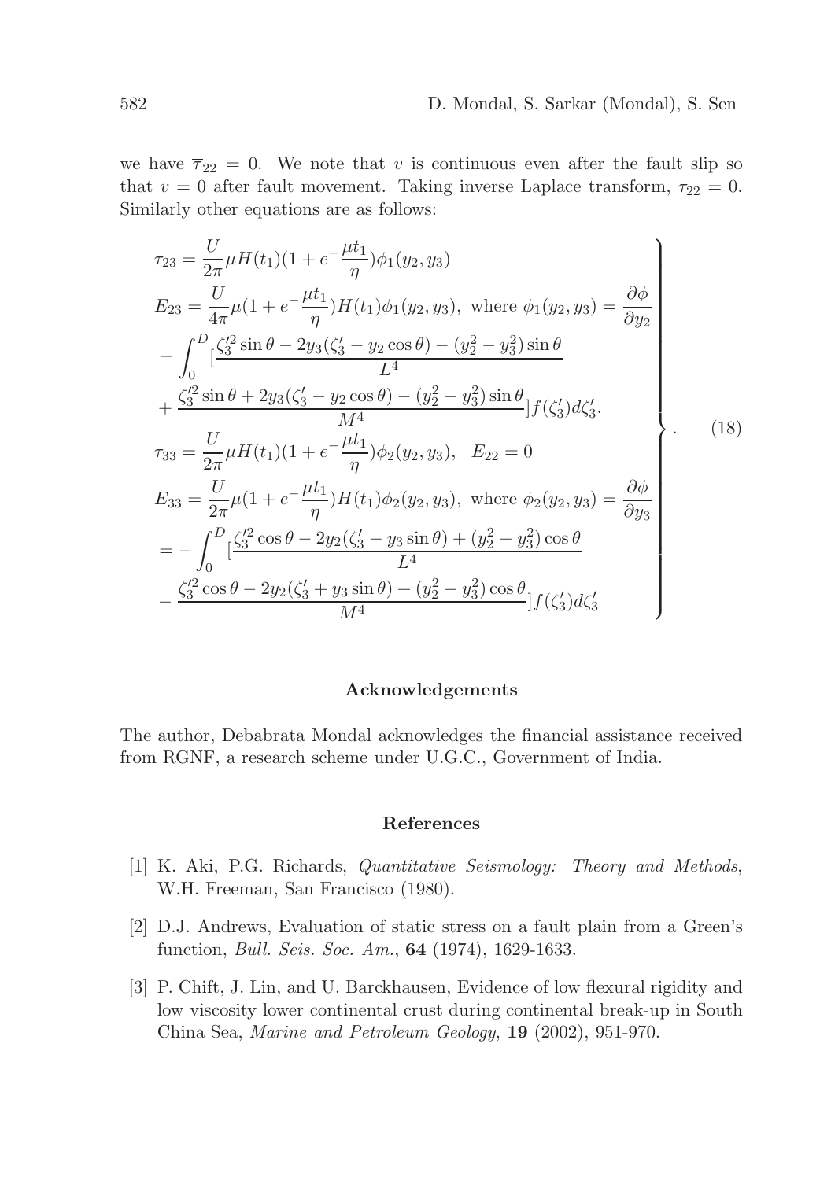we have $\overline{\tau}_{22} = 0$. We note that $v$ is continuous even after the fault slip so that $v = 0$ after fault movement. Taking inverse Laplace transform, $\tau_{22} = 0$. Similarly other equations are as follows:

$$
\left.
\begin{aligned}
&\tau_{23} = \frac{U}{2\pi}\mu H(t_1)(1 + e^{-\frac{\mu t_1}{\eta}})\phi_1(y_2, y_3) \\
&E_{23} = \frac{U}{4\pi}\mu(1 + e^{-\frac{\mu t_1}{\eta}})H(t_1)\phi_1(y_2, y_3), \text{ where } \phi_1(y_2, y_3) = \frac{\partial \phi}{\partial y_2} \\
&= \int_0^D [\frac{\zeta_3'^2 \sin\theta - 2y_3(\zeta_3' - y_2\cos\theta) - (y_2^2 - y_3^2)\sin\theta}{L^4} \\
&+ \frac{\zeta_3'^2 \sin\theta + 2y_3(\zeta_3' - y_2\cos\theta) - (y_2^2 - y_3^2)\sin\theta}{M^4}]f(\zeta_3')d\zeta_3'. \\
&\tau_{33} = \frac{U}{2\pi}\mu H(t_1)(1 + e^{-\frac{\mu t_1}{\eta}})\phi_2(y_2, y_3), \quad E_{22} = 0 \\
&E_{33} = \frac{U}{2\pi}\mu(1 + e^{-\frac{\mu t_1}{\eta}})H(t_1)\phi_2(y_2, y_3), \text{ where } \phi_2(y_2, y_3) = \frac{\partial \phi}{\partial y_3} \\
&= -\int_0^D [\frac{\zeta_3'^2 \cos\theta - 2y_2(\zeta_3' - y_3\sin\theta) + (y_2^2 - y_3^2)\cos\theta}{L^4} \\
&- \frac{\zeta_3'^2 \cos\theta - 2y_2(\zeta_3' + y_3\sin\theta) + (y_2^2 - y_3^2)\cos\theta}{M^4}]f(\zeta_3')d\zeta_3'
\end{aligned}
\right\} . \tag{18}
$$

## Acknowledgements

The author, Debabrata Mondal acknowledges the financial assistance received from RGNF, a research scheme under U.G.C., Government of India.

## References

[1] K. Aki, P.G. Richards, *Quantitative Seismology: Theory and Methods*, W.H. Freeman, San Francisco (1980).

[2] D.J. Andrews, Evaluation of static stress on a fault plain from a Green's function, *Bull. Seis. Soc. Am.*, **64** (1974), 1629-1633.

[3] P. Chift, J. Lin, and U. Barckhausen, Evidence of low flexural rigidity and low viscosity lower continental crust during continental break-up in South China Sea, *Marine and Petroleum Geology*, **19** (2002), 951-970.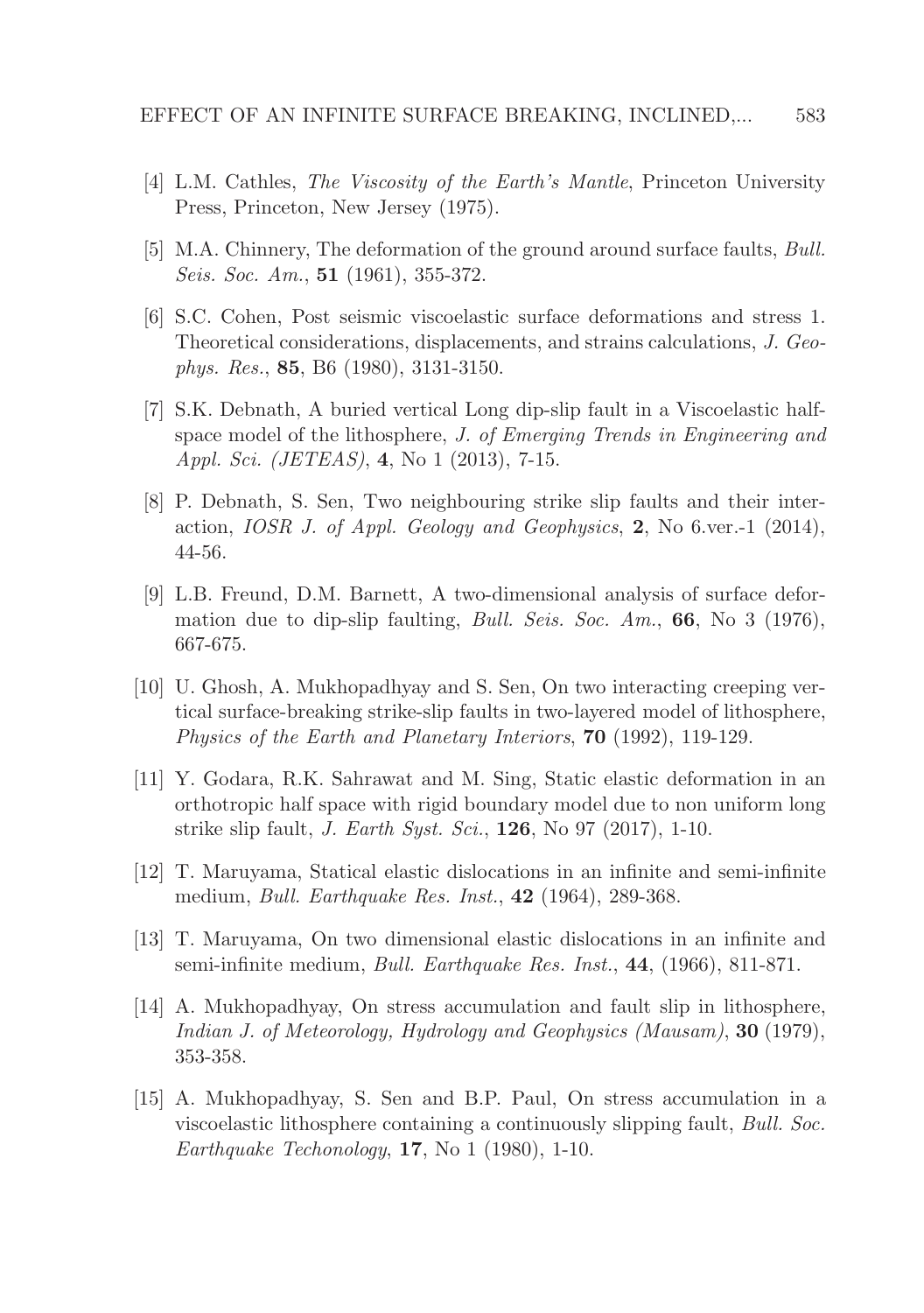[4] L.M. Cathles, *The Viscosity of the Earth's Mantle*, Princeton University Press, Princeton, New Jersey (1975).

[5] M.A. Chinnery, The deformation of the ground around surface faults, *Bull. Seis. Soc. Am.*, **51** (1961), 355-372.

[6] S.C. Cohen, Post seismic viscoelastic surface deformations and stress 1. Theoretical considerations, displacements, and strains calculations, *J. Geophys. Res.*, **85**, B6 (1980), 3131-3150.

[7] S.K. Debnath, A buried vertical Long dip-slip fault in a Viscoelastic half-space model of the lithosphere, *J. of Emerging Trends in Engineering and Appl. Sci. (JETEAS)*, **4**, No 1 (2013), 7-15.

[8] P. Debnath, S. Sen, Two neighbouring strike slip faults and their interaction, *IOSR J. of Appl. Geology and Geophysics*, **2**, No 6.ver.-1 (2014), 44-56.

[9] L.B. Freund, D.M. Barnett, A two-dimensional analysis of surface deformation due to dip-slip faulting, *Bull. Seis. Soc. Am.*, **66**, No 3 (1976), 667-675.

[10] U. Ghosh, A. Mukhopadhyay and S. Sen, On two interacting creeping vertical surface-breaking strike-slip faults in two-layered model of lithosphere, *Physics of the Earth and Planetary Interiors*, **70** (1992), 119-129.

[11] Y. Godara, R.K. Sahrawat and M. Sing, Static elastic deformation in an orthotropic half space with rigid boundary model due to non uniform long strike slip fault, *J. Earth Syst. Sci.*, **126**, No 97 (2017), 1-10.

[12] T. Maruyama, Statical elastic dislocations in an infinite and semi-infinite medium, *Bull. Earthquake Res. Inst.*, **42** (1964), 289-368.

[13] T. Maruyama, On two dimensional elastic dislocations in an infinite and semi-infinite medium, *Bull. Earthquake Res. Inst.*, **44**, (1966), 811-871.

[14] A. Mukhopadhyay, On stress accumulation and fault slip in lithosphere, *Indian J. of Meteorology, Hydrology and Geophysics (Mausam)*, **30** (1979), 353-358.

[15] A. Mukhopadhyay, S. Sen and B.P. Paul, On stress accumulation in a viscoelastic lithosphere containing a continuously slipping fault, *Bull. Soc. Earthquake Techonology*, **17**, No 1 (1980), 1-10.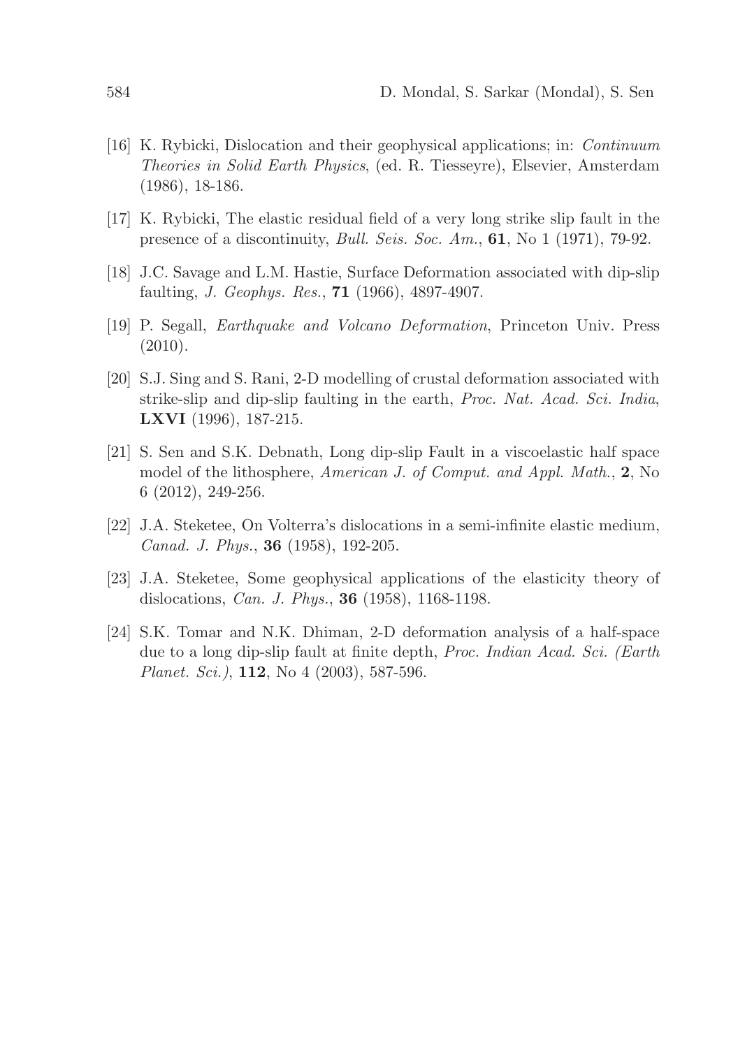[16] K. Rybicki, Dislocation and their geophysical applications; in: *Continuum Theories in Solid Earth Physics*, (ed. R. Tiesseyre), Elsevier, Amsterdam (1986), 18-186.

[17] K. Rybicki, The elastic residual field of a very long strike slip fault in the presence of a discontinuity, *Bull. Seis. Soc. Am.*, **61**, No 1 (1971), 79-92.

[18] J.C. Savage and L.M. Hastie, Surface Deformation associated with dip-slip faulting, *J. Geophys. Res.*, **71** (1966), 4897-4907.

[19] P. Segall, *Earthquake and Volcano Deformation*, Princeton Univ. Press (2010).

[20] S.J. Sing and S. Rani, 2-D modelling of crustal deformation associated with strike-slip and dip-slip faulting in the earth, *Proc. Nat. Acad. Sci. India*, **LXVI** (1996), 187-215.

[21] S. Sen and S.K. Debnath, Long dip-slip Fault in a viscoelastic half space model of the lithosphere, *American J. of Comput. and Appl. Math.*, **2**, No 6 (2012), 249-256.

[22] J.A. Steketee, On Volterra's dislocations in a semi-infinite elastic medium, *Canad. J. Phys.*, **36** (1958), 192-205.

[23] J.A. Steketee, Some geophysical applications of the elasticity theory of dislocations, *Can. J. Phys.*, **36** (1958), 1168-1198.

[24] S.K. Tomar and N.K. Dhiman, 2-D deformation analysis of a half-space due to a long dip-slip fault at finite depth, *Proc. Indian Acad. Sci. (Earth Planet. Sci.)*, **112**, No 4 (2003), 587-596.